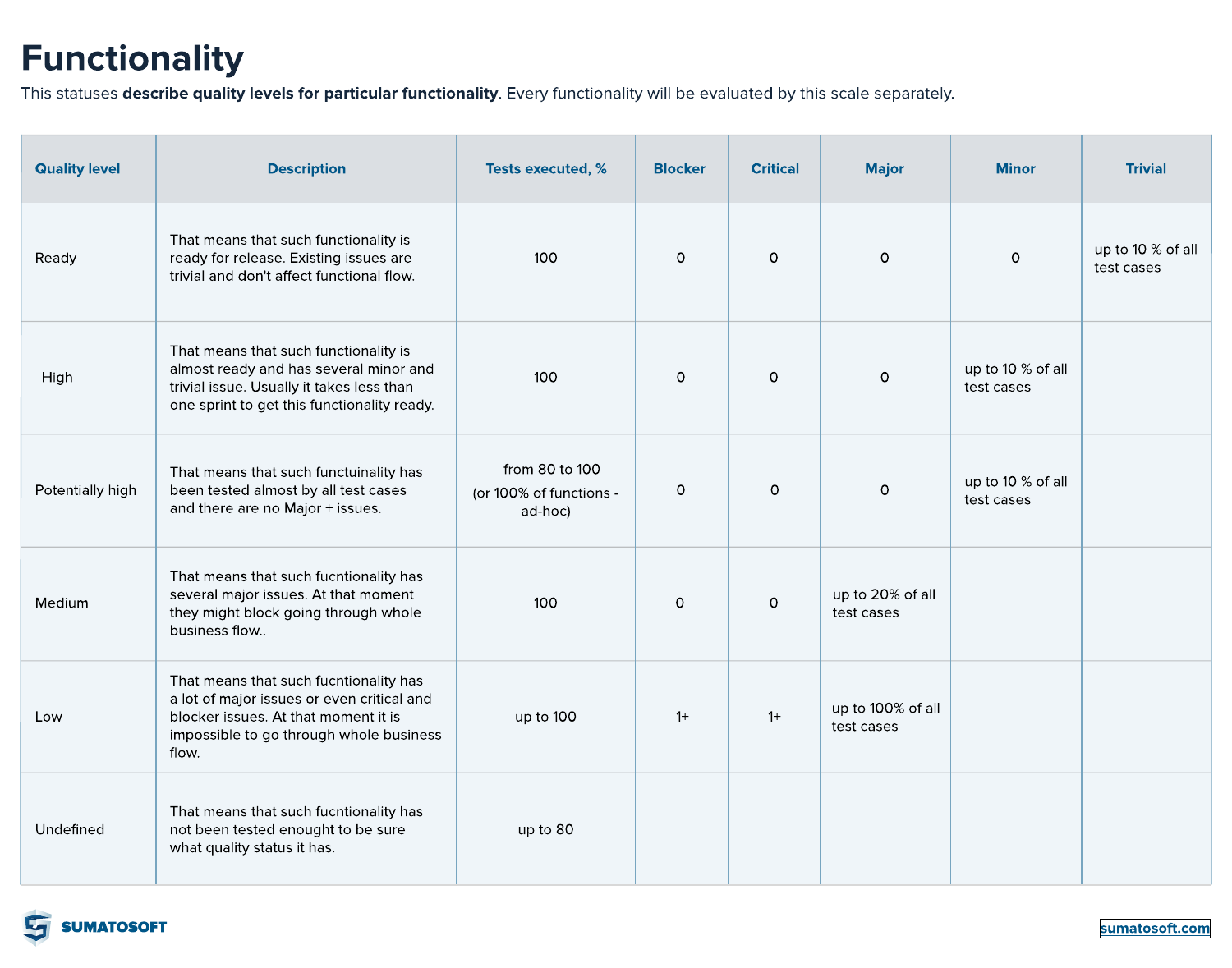# Functionality

This statuses **describe quality levels for particular functionality**. Every functionality will be evaluated by this scale separately.

| Quality level | Description | Tests executed, % | Blocker | Critical | Major | Minor | Trivial |
|---|---|---|---|---|---|---|---|
| Ready | That means that such functionality is ready for release. Existing issues are trivial and don't affect functional flow. | 100 | 0 | 0 | 0 | 0 | up to 10 % of all test cases |
| High | That means that such functionality is almost ready and has several minor and trivial issue. Usually it takes less than one sprint to get this functionality ready. | 100 | 0 | 0 | 0 | up to 10 % of all test cases | |
| Potentially high | That means that such functuinality has been tested almost by all test cases and there are no Major + issues. | from 80 to 100 (or 100% of functions - ad-hoc) | 0 | 0 | 0 | up to 10 % of all test cases | |
| Medium | That means that such fucntionality has several major issues. At that moment they might block going through whole business flow.. | 100 | 0 | 0 | up to 20% of all test cases | | |
| Low | That means that such fucntionality has a lot of major issues or even critical and blocker issues. At that moment it is impossible to go through whole business flow. | up to 100 | 1+ | 1+ | up to 100% of all test cases | | |
| Undefined | That means that such fucntionality has not been tested enought to be sure what quality status it has. | up to 80 | | | | | |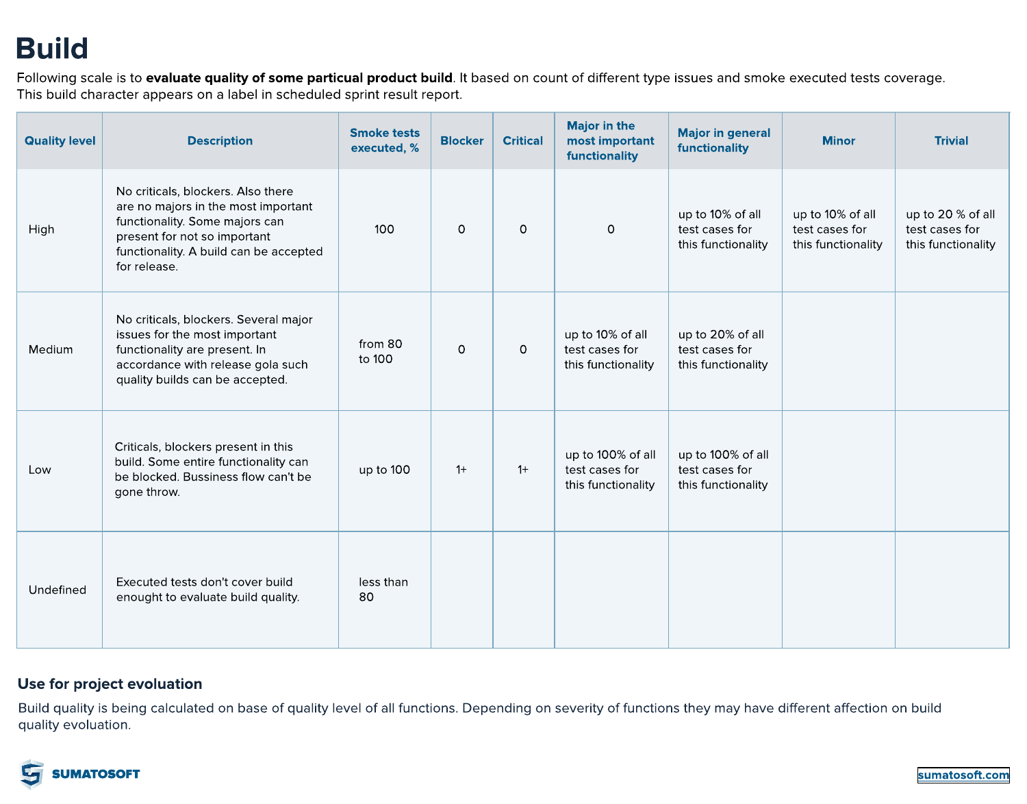# Build

Following scale is to **evaluate quality of some particual product build**. It based on count of different type issues and smoke executed tests coverage. This build character appears on a label in scheduled sprint result report.

| Quality level | Description | Smoke tests executed, % | Blocker | Critical | Major in the most important functionality | Major in general functionality | Minor | Trivial |
|---|---|---|---|---|---|---|---|---|
| High | No criticals, blockers. Also there are no majors in the most important functionality. Some majors can present for not so important functionality. A build can be accepted for release. | 100 | 0 | 0 | 0 | up to 10% of all test cases for this functionality | up to 10% of all test cases for this functionality | up to 20 % of all test cases for this functionality |
| Medium | No criticals, blockers. Several major issues for the most important functionality are present. In accordance with release gola such quality builds can be accepted. | from 80 to 100 | 0 | 0 | up to 10% of all test cases for this functionality | up to 20% of all test cases for this functionality | | |
| Low | Criticals, blockers present in this build. Some entire functionality can be blocked. Bussiness flow can't be gone throw. | up to 100 | 1+ | 1+ | up to 100% of all test cases for this functionality | up to 100% of all test cases for this functionality | | |
| Undefined | Executed tests don't cover build enought to evaluate build quality. | less than 80 | | | | | | |

## Use for project evoluation

Build quality is being calculated on base of quality level of all functions. Depending on severity of functions they may have different affection on build quality evoluation.